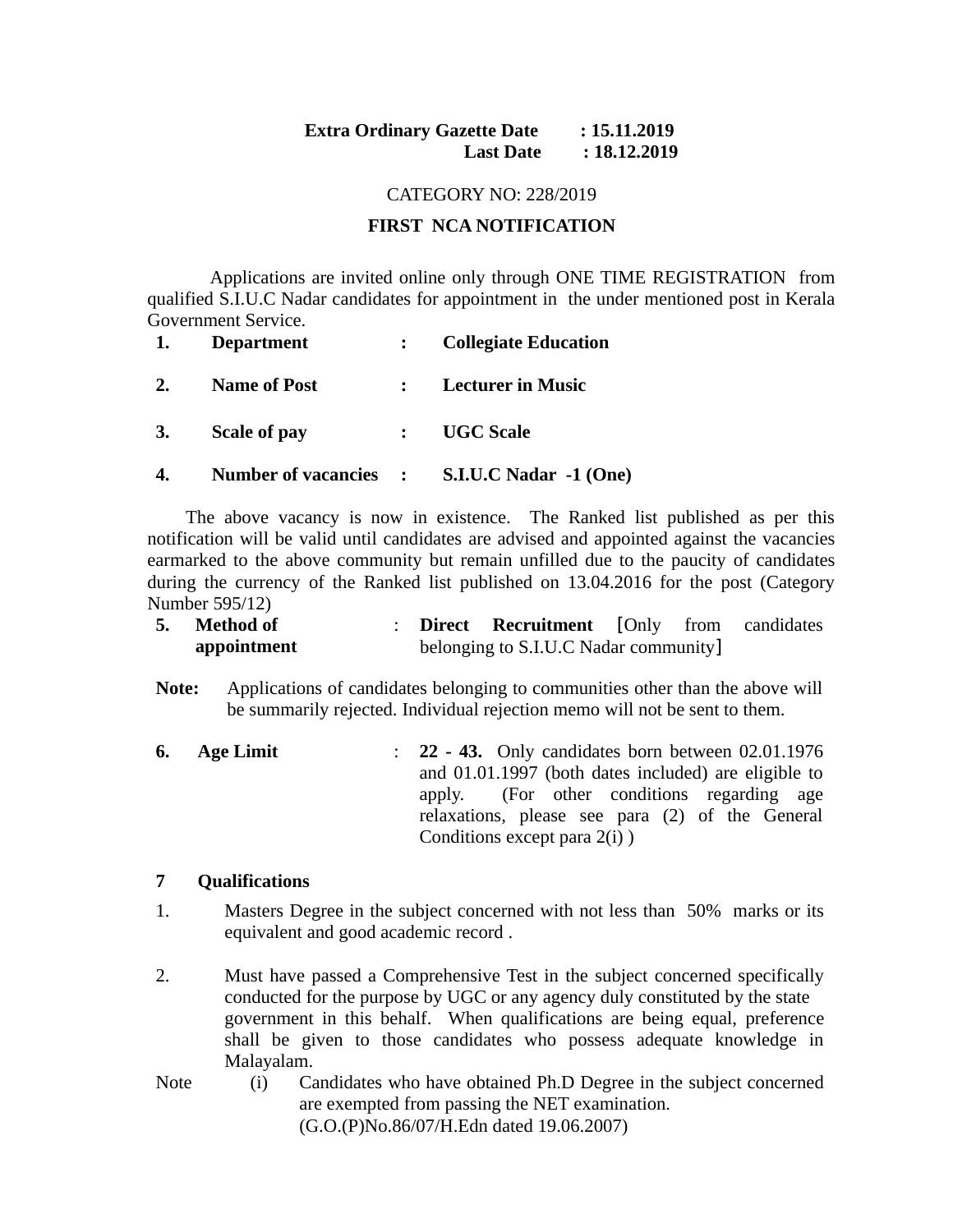**Extra Ordinary Gazette Date : 15.11.2019**
**Last Date : 18.12.2019**

CATEGORY NO: 228/2019

**FIRST NCA NOTIFICATION**

Applications are invited online only through ONE TIME REGISTRATION from qualified S.I.U.C Nadar candidates for appointment in the under mentioned post in Kerala Government Service.

| | | | |
|---|---|---|---|
| **1.** | **Department** | **:** | **Collegiate Education** |
| **2.** | **Name of Post** | **:** | **Lecturer in Music** |
| **3.** | **Scale of pay** | **:** | **UGC Scale** |
| **4.** | **Number of vacancies** | **:** | **S.I.U.C Nadar -1 (One)** |

The above vacancy is now in existence. The Ranked list published as per this notification will be valid until candidates are advised and appointed against the vacancies earmarked to the above community but remain unfilled due to the paucity of candidates during the currency of the Ranked list published on 13.04.2016 for the post (Category Number 595/12)

**5. Method of appointment** : **Direct Recruitment** [Only from candidates belonging to S.I.U.C Nadar community]

**Note:** Applications of candidates belonging to communities other than the above will be summarily rejected. Individual rejection memo will not be sent to them.

**6. Age Limit** : **22 - 43.** Only candidates born between 02.01.1976 and 01.01.1997 (both dates included) are eligible to apply. (For other conditions regarding age relaxations, please see para (2) of the General Conditions except para 2(i) )

**7 Qualifications**

1. Masters Degree in the subject concerned with not less than 50% marks or its equivalent and good academic record .

2. Must have passed a Comprehensive Test in the subject concerned specifically conducted for the purpose by UGC or any agency duly constituted by the state government in this behalf. When qualifications are being equal, preference shall be given to those candidates who possess adequate knowledge in Malayalam.

Note (i) Candidates who have obtained Ph.D Degree in the subject concerned are exempted from passing the NET examination. (G.O.(P)No.86/07/H.Edn dated 19.06.2007)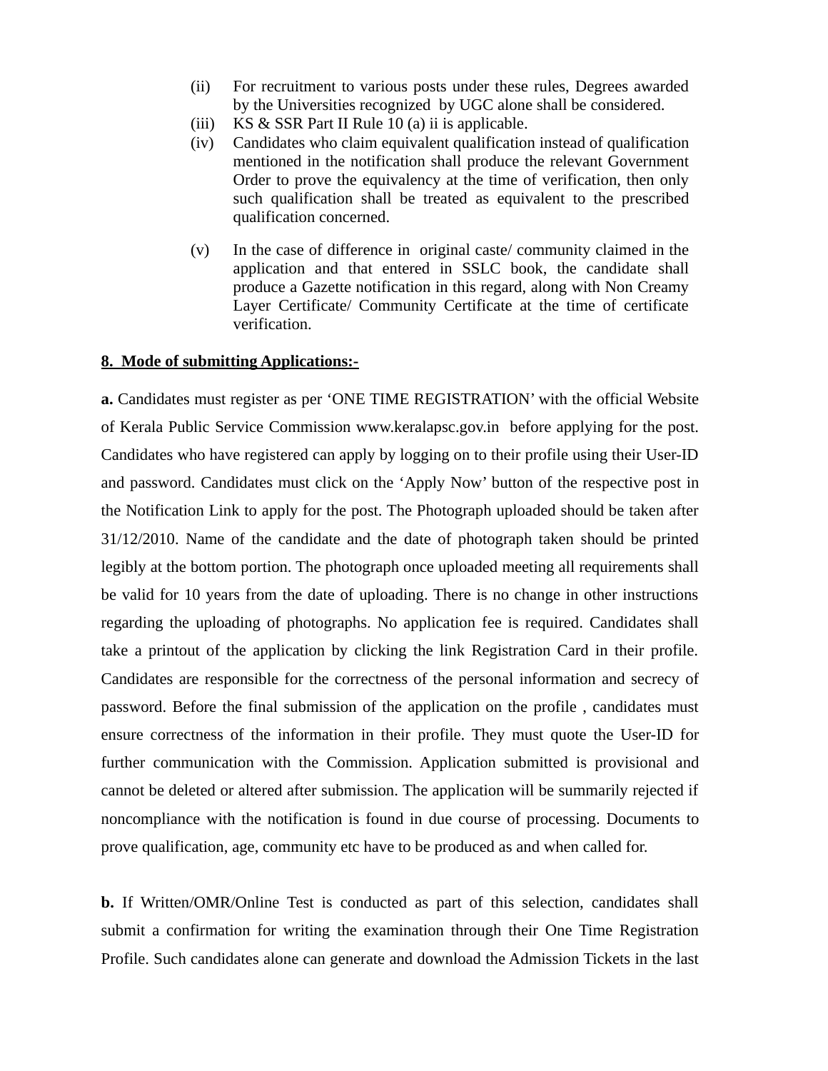(ii) For recruitment to various posts under these rules, Degrees awarded by the Universities recognized by UGC alone shall be considered.

(iii) KS & SSR Part II Rule 10 (a) ii is applicable.

(iv) Candidates who claim equivalent qualification instead of qualification mentioned in the notification shall produce the relevant Government Order to prove the equivalency at the time of verification, then only such qualification shall be treated as equivalent to the prescribed qualification concerned.

(v) In the case of difference in original caste/ community claimed in the application and that entered in SSLC book, the candidate shall produce a Gazette notification in this regard, along with Non Creamy Layer Certificate/ Community Certificate at the time of certificate verification.

**8. Mode of submitting Applications:-**

**a.** Candidates must register as per 'ONE TIME REGISTRATION' with the official Website of Kerala Public Service Commission www.keralapsc.gov.in before applying for the post. Candidates who have registered can apply by logging on to their profile using their User-ID and password. Candidates must click on the 'Apply Now' button of the respective post in the Notification Link to apply for the post. The Photograph uploaded should be taken after 31/12/2010. Name of the candidate and the date of photograph taken should be printed legibly at the bottom portion. The photograph once uploaded meeting all requirements shall be valid for 10 years from the date of uploading. There is no change in other instructions regarding the uploading of photographs. No application fee is required. Candidates shall take a printout of the application by clicking the link Registration Card in their profile. Candidates are responsible for the correctness of the personal information and secrecy of password. Before the final submission of the application on the profile , candidates must ensure correctness of the information in their profile. They must quote the User-ID for further communication with the Commission. Application submitted is provisional and cannot be deleted or altered after submission. The application will be summarily rejected if noncompliance with the notification is found in due course of processing. Documents to prove qualification, age, community etc have to be produced as and when called for.

**b.** If Written/OMR/Online Test is conducted as part of this selection, candidates shall submit a confirmation for writing the examination through their One Time Registration Profile. Such candidates alone can generate and download the Admission Tickets in the last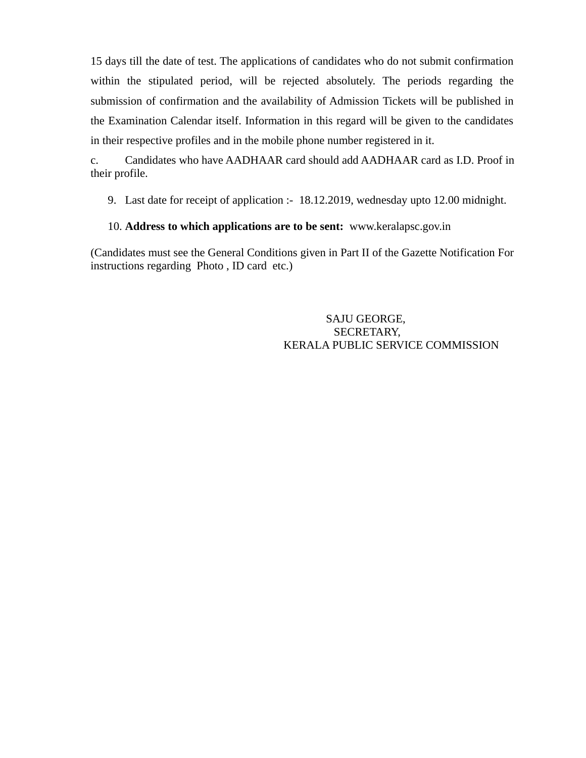15 days till the date of test. The applications of candidates who do not submit confirmation within the stipulated period, will be rejected absolutely. The periods regarding the submission of confirmation and the availability of Admission Tickets will be published in the Examination Calendar itself. Information in this regard will be given to the candidates in their respective profiles and in the mobile phone number registered in it.

c. Candidates who have AADHAAR card should add AADHAAR card as I.D. Proof in their profile.

9. Last date for receipt of application :- 18.12.2019, wednesday upto 12.00 midnight.

10. **Address to which applications are to be sent:** www.keralapsc.gov.in

(Candidates must see the General Conditions given in Part II of the Gazette Notification For instructions regarding Photo , ID card etc.)

SAJU GEORGE,
SECRETARY,
KERALA PUBLIC SERVICE COMMISSION